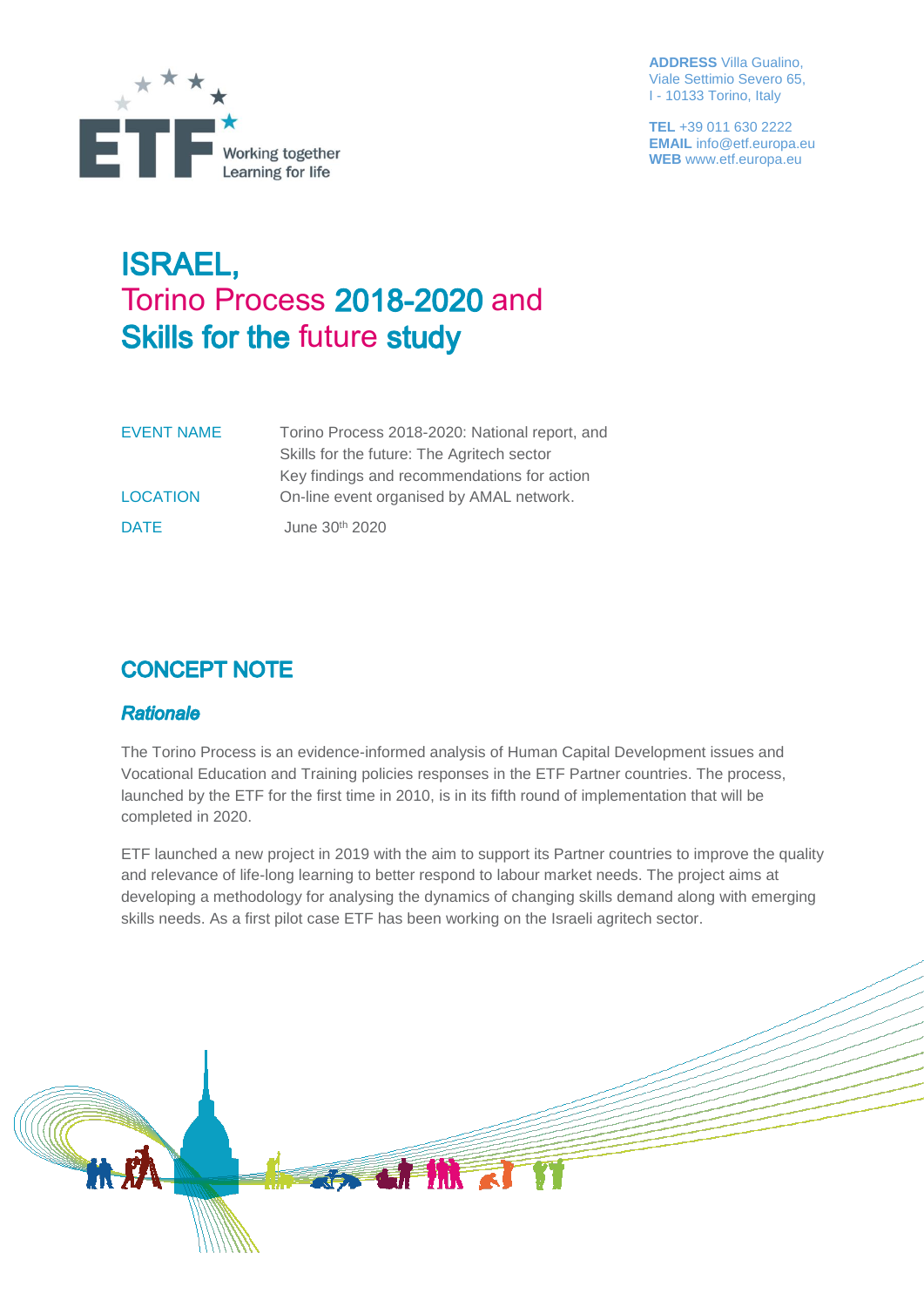ADDRESS Villa Gualino, Viale Settimio Severo 65, I - 10133 Torino, Italy

TEL +39 011 630 2222
EMAIL info@etf.europa.eu
WEB www.etf.europa.eu

# ISRAEL, Torino Process 2018-2020 and Skills for the future study

| | |
|---|---|
| EVENT NAME | Torino Process 2018-2020: National report, and Skills for the future: The Agritech sector Key findings and recommendations for action |
| LOCATION | On-line event organised by AMAL network. |
| DATE | June 30th 2020 |

## CONCEPT NOTE

### *Rationale*

The Torino Process is an evidence-informed analysis of Human Capital Development issues and Vocational Education and Training policies responses in the ETF Partner countries. The process, launched by the ETF for the first time in 2010, is in its fifth round of implementation that will be completed in 2020.

ETF launched a new project in 2019 with the aim to support its Partner countries to improve the quality and relevance of life-long learning to better respond to labour market needs. The project aims at developing a methodology for analysing the dynamics of changing skills demand along with emerging skills needs. As a first pilot case ETF has been working on the Israeli agritech sector.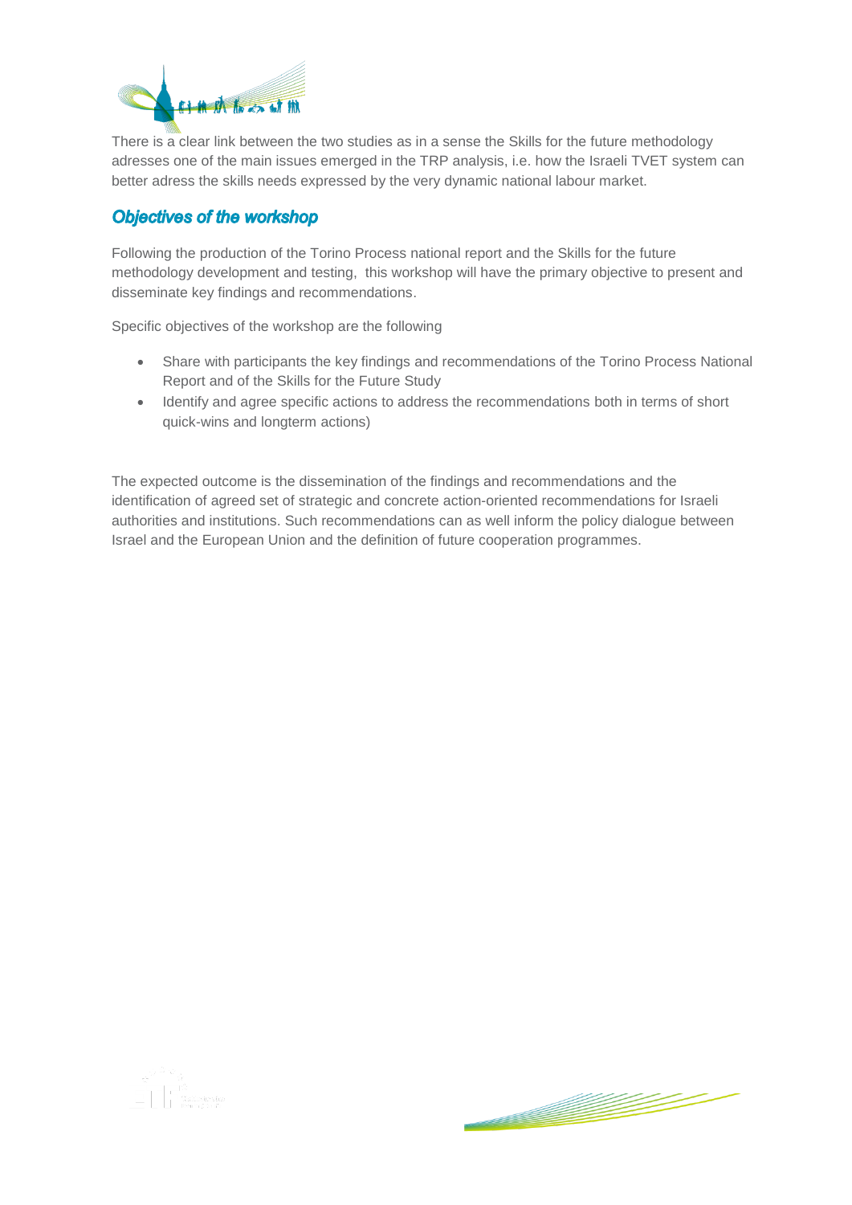There is a clear link between the two studies as in a sense the Skills for the future methodology adresses one of the main issues emerged in the TRP analysis, i.e. how the Israeli TVET system can better adress the skills needs expressed by the very dynamic national labour market.

## *Objectives of the workshop*

Following the production of the Torino Process national report and the Skills for the future methodology development and testing, this workshop will have the primary objective to present and disseminate key findings and recommendations.

Specific objectives of the workshop are the following

- Share with participants the key findings and recommendations of the Torino Process National Report and of the Skills for the Future Study
- Identify and agree specific actions to address the recommendations both in terms of short quick-wins and longterm actions)

The expected outcome is the dissemination of the findings and recommendations and the identification of agreed set of strategic and concrete action-oriented recommendations for Israeli authorities and institutions. Such recommendations can as well inform the policy dialogue between Israel and the European Union and the definition of future cooperation programmes.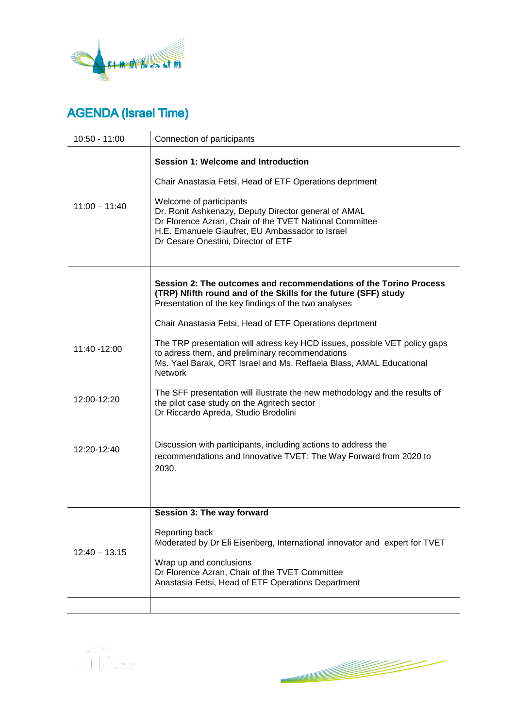## AGENDA (Israel Time)

| | |
|---|---|
| 10:50 - 11:00 | Connection of participants |
| 11:00 – 11:40 | **Session 1: Welcome and Introduction**<br><br>Chair Anastasia Fetsi, Head of ETF Operations deprtment<br><br>Welcome of participants<br>Dr. Ronit Ashkenazy, Deputy Director general of AMAL<br>Dr Florence Azran, Chair of the TVET National Committee<br>H.E. Emanuele Giaufret, EU Ambassador to Israel<br>Dr Cesare Onestini, Director of ETF |
| | **Session 2: The outcomes and recommendations of the Torino Process (TRP) Nfifth round and of the Skills for the future (SFF) study**<br>Presentation of the key findings of the two analyses<br><br>Chair Anastasia Fetsi, Head of ETF Operations deprtment |
| 11:40 -12:00 | The TRP presentation will adress key HCD issues, possible VET policy gaps to adress them, and preliminary recommendations<br>Ms. Yael Barak, ORT Israel and Ms. Reffaela Blass, AMAL Educational Network |
| 12:00-12:20 | The SFF presentation will illustrate the new methodology and the results of the pilot case study on the Agritech sector<br>Dr Riccardo Apreda, Studio Brodolini |
| 12:20-12:40 | Discussion with participants, including actions to address the recommendations and Innovative TVET: The Way Forward from 2020 to 2030. |
| 12:40 – 13.15 | **Session 3: The way forward**<br><br>Reporting back<br>Moderated by Dr Eli Eisenberg, International innovator and expert for TVET<br><br>Wrap up and conclusions<br>Dr Florence Azran, Chair of the TVET Committee<br>Anastasia Fetsi, Head of ETF Operations Department |
| | |